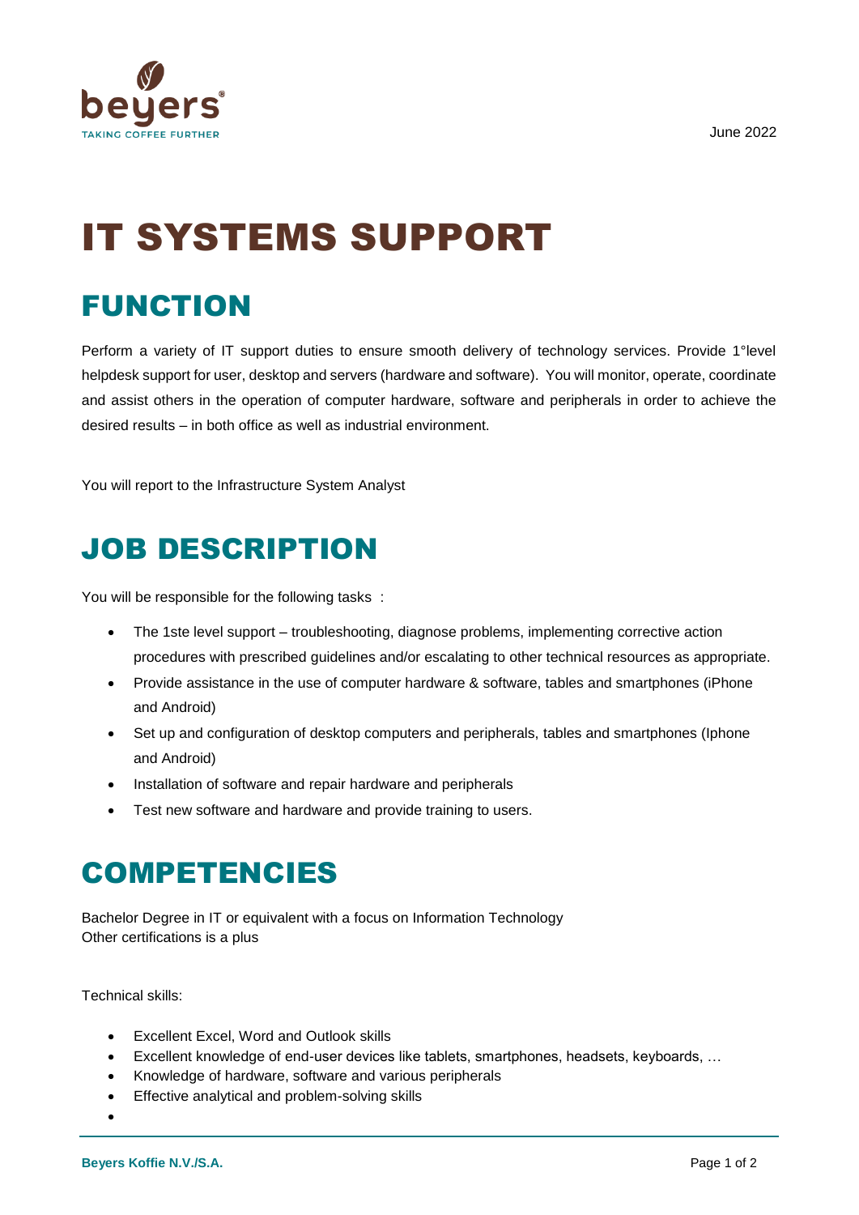June 2022

# IT SYSTEMS SUPPORT

## FUNCTION

Perform a variety of IT support duties to ensure smooth delivery of technology services. Provide 1°level helpdesk support for user, desktop and servers (hardware and software). You will monitor, operate, coordinate and assist others in the operation of computer hardware, software and peripherals in order to achieve the desired results – in both office as well as industrial environment.

You will report to the Infrastructure System Analyst

## JOB DESCRIPTION

You will be responsible for the following tasks :

- The 1ste level support – troubleshooting, diagnose problems, implementing corrective action procedures with prescribed guidelines and/or escalating to other technical resources as appropriate.
- Provide assistance in the use of computer hardware & software, tables and smartphones (iPhone and Android)
- Set up and configuration of desktop computers and peripherals, tables and smartphones (Iphone and Android)
- Installation of software and repair hardware and peripherals
- Test new software and hardware and provide training to users.

## COMPETENCIES

Bachelor Degree in IT or equivalent with a focus on Information Technology
Other certifications is a plus

Technical skills:

- Excellent Excel, Word and Outlook skills
- Excellent knowledge of end-user devices like tablets, smartphones, headsets, keyboards, …
- Knowledge of hardware, software and various peripherals
- Effective analytical and problem-solving skills

Beyers Koffie N.V./S.A.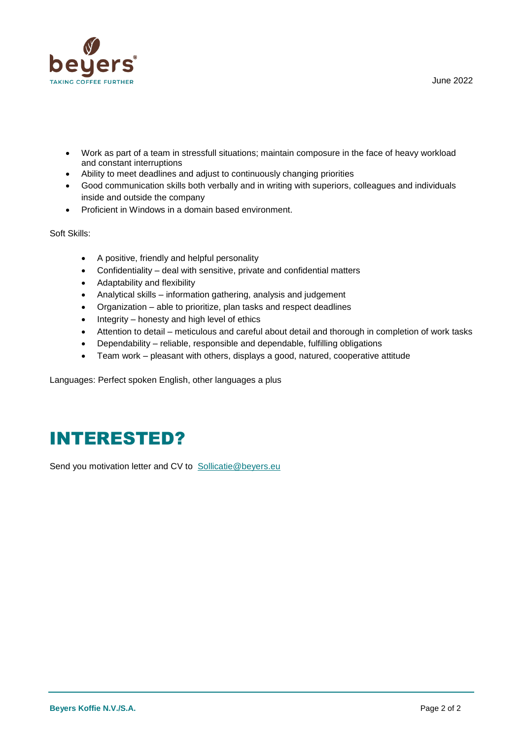- Work as part of a team in stressfull situations; maintain composure in the face of heavy workload and constant interruptions
- Ability to meet deadlines and adjust to continuously changing priorities
- Good communication skills both verbally and in writing with superiors, colleagues and individuals inside and outside the company
- Proficient in Windows in a domain based environment.

Soft Skills:

- A positive, friendly and helpful personality
- Confidentiality – deal with sensitive, private and confidential matters
- Adaptability and flexibility
- Analytical skills – information gathering, analysis and judgement
- Organization – able to prioritize, plan tasks and respect deadlines
- Integrity – honesty and high level of ethics
- Attention to detail – meticulous and careful about detail and thorough in completion of work tasks
- Dependability – reliable, responsible and dependable, fulfilling obligations
- Team work – pleasant with others, displays a good, natured, cooperative attitude

Languages: Perfect spoken English, other languages a plus

# INTERESTED?

Send you motivation letter and CV to Sollicatie@beyers.eu